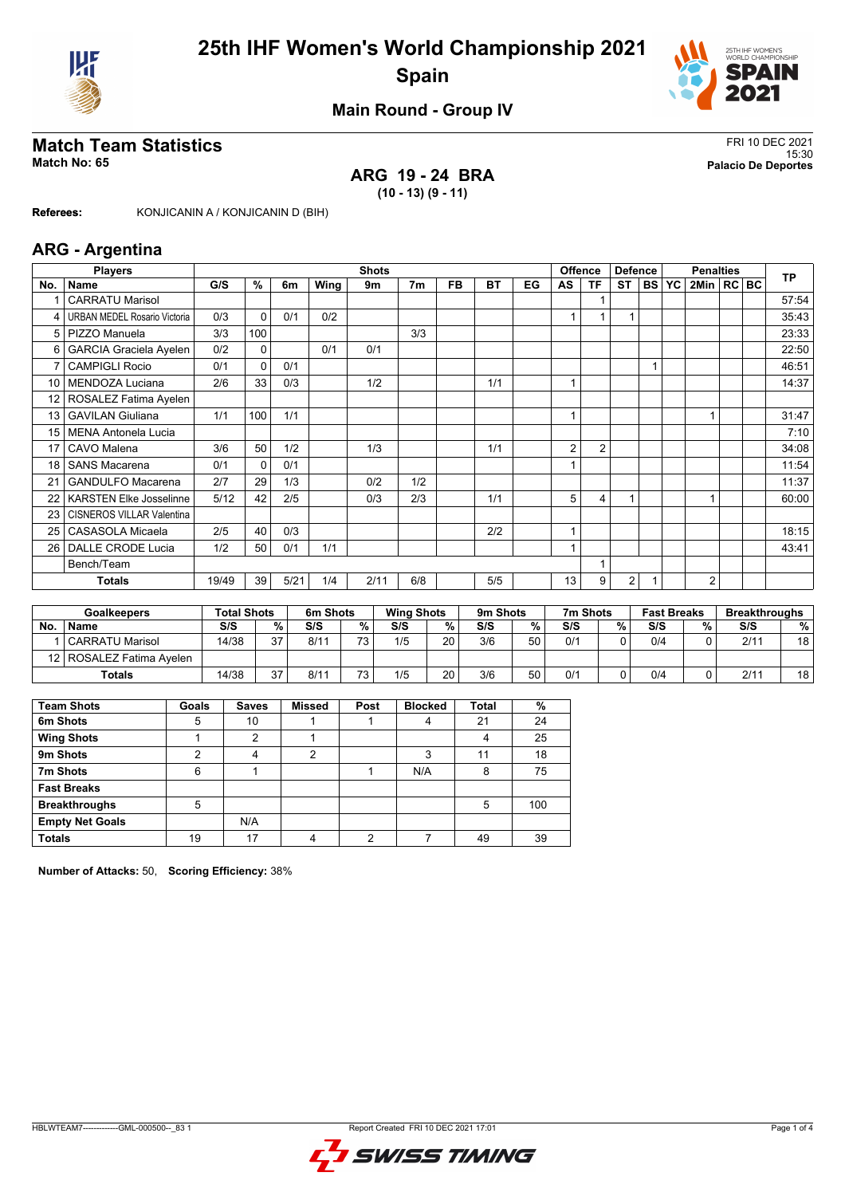# 25th IHF Women's World Championship 2021
## Spain

### Main Round - Group IV

## Match Team Statistics

**Match No: 65**

FRI 10 DEC 2021
15:30
**Palacio De Deportes**

### ARG 19 - 24 BRA
**(10 - 13) (9 - 11)**

**Referees:** KONJICANIN A / KONJICANIN D (BIH)

## ARG - Argentina

| No. | Name | G/S | % | 6m | Wing | 9m | 7m | FB | BT | EG | AS | TF | ST | BS | YC | 2Min | RC | BC | TP |
|---|---|---|---|---|---|---|---|---|---|---|---|---|---|---|---|---|---|---|---|
| 1 | CARRATU Marisol | | | | | | | | | | | 1 | | | | | | | 57:54 |
| 4 | URBAN MEDEL Rosario Victoria | 0/3 | 0 | 0/1 | 0/2 | | | | | | 1 | 1 | 1 | | | | | | 35:43 |
| 5 | PIZZO Manuela | 3/3 | 100 | | | | 3/3 | | | | | | | | | | | | 23:33 |
| 6 | GARCIA Graciela Ayelen | 0/2 | 0 | | 0/1 | 0/1 | | | | | | | | | | | | | 22:50 |
| 7 | CAMPIGLI Rocio | 0/1 | 0 | 0/1 | | | | | | | | | | 1 | | | | | 46:51 |
| 10 | MENDOZA Luciana | 2/6 | 33 | 0/3 | | 1/2 | | | 1/1 | | 1 | | | | | | | | 14:37 |
| 12 | ROSALEZ Fatima Ayelen | | | | | | | | | | | | | | | | | | |
| 13 | GAVILAN Giuliana | 1/1 | 100 | 1/1 | | | | | | | 1 | | | | | 1 | | | 31:47 |
| 15 | MENA Antonela Lucia | | | | | | | | | | | | | | | | | | 7:10 |
| 17 | CAVO Malena | 3/6 | 50 | 1/2 | | 1/3 | | | 1/1 | | 2 | 2 | | | | | | | 34:08 |
| 18 | SANS Macarena | 0/1 | 0 | 0/1 | | | | | | | 1 | | | | | | | | 11:54 |
| 21 | GANDULFO Macarena | 2/7 | 29 | 1/3 | | 0/2 | 1/2 | | | | | | | | | | | | 11:37 |
| 22 | KARSTEN Elke Josselinne | 5/12 | 42 | 2/5 | | 0/3 | 2/3 | | 1/1 | | 5 | 4 | 1 | | | 1 | | | 60:00 |
| 23 | CISNEROS VILLAR Valentina | | | | | | | | | | | | | | | | | | |
| 25 | CASASOLA Micaela | 2/5 | 40 | 0/3 | | | | | 2/2 | | 1 | | | | | | | | 18:15 |
| 26 | DALLE CRODE Lucia | 1/2 | 50 | 0/1 | 1/1 | | | | | | 1 | | | | | | | | 43:41 |
| | Bench/Team | | | | | | | | | | | 1 | | | | | | | |
| | **Totals** | 19/49 | 39 | 5/21 | 1/4 | 2/11 | 6/8 | | 5/5 | | 13 | 9 | 2 | 1 | | 2 | | | |

| No. | Goalkeepers Name | Total Shots S/S | % | 6m Shots S/S | % | Wing Shots S/S | % | 9m Shots S/S | % | 7m Shots S/S | % | Fast Breaks S/S | % | Breakthroughs S/S | % |
|---|---|---|---|---|---|---|---|---|---|---|---|---|---|---|---|
| 1 | CARRATU Marisol | 14/38 | 37 | 8/11 | 73 | 1/5 | 20 | 3/6 | 50 | 0/1 | 0 | 0/4 | 0 | 2/11 | 18 |
| 12 | ROSALEZ Fatima Ayelen | | | | | | | | | | | | | | |
| | **Totals** | 14/38 | 37 | 8/11 | 73 | 1/5 | 20 | 3/6 | 50 | 0/1 | 0 | 0/4 | 0 | 2/11 | 18 |

| Team Shots | Goals | Saves | Missed | Post | Blocked | Total | % |
|---|---|---|---|---|---|---|---|
| 6m Shots | 5 | 10 | 1 | 1 | 4 | 21 | 24 |
| Wing Shots | 1 | 2 | 1 | | | 4 | 25 |
| 9m Shots | 2 | 4 | 2 | | 3 | 11 | 18 |
| 7m Shots | 6 | 1 | | 1 | N/A | 8 | 75 |
| Fast Breaks | | | | | | | |
| Breakthroughs | 5 | | | | | 5 | 100 |
| Empty Net Goals | | N/A | | | | | |
| Totals | 19 | 17 | 4 | 2 | 7 | 49 | 39 |

**Number of Attacks:** 50, **Scoring Efficiency:** 38%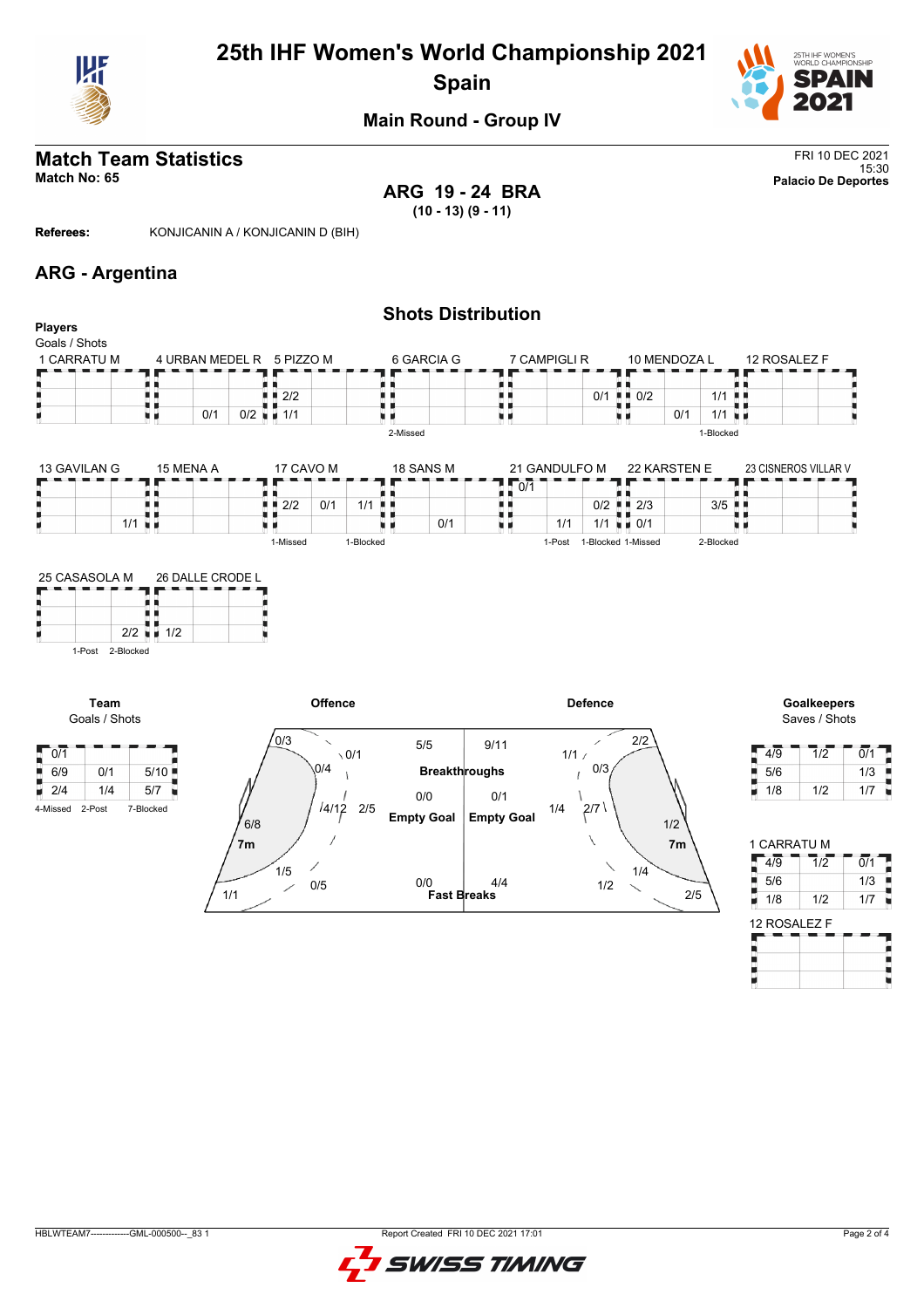# 25th IHF Women's World Championship 2021
## Spain
### Main Round - Group IV

## Match Team Statistics

**Match No: 65**

FRI 10 DEC 2021
15:30
**Palacio De Deportes**

**ARG 19 - 24 BRA**
**(10 - 13) (9 - 11)**

**Referees:** KONJICANIN A / KONJICANIN D (BIH)

## ARG - Argentina

### Shots Distribution

**Players**
Goals / Shots

**1 CARRATU M**

| | | |
|---|---|---|
| | | |
| | | |
| | | |

**4 URBAN MEDEL R**

| | | |
|---|---|---|
| | | |
| | | |
| | 0/1 | 0/2 |

**5 PIZZO M**

| | | |
|---|---|---|
| | | |
| 2/2 | | |
| 1/1 | | |

**6 GARCIA G**

| | | |
|---|---|---|
| | | |
| | | |
| | | |

2-Missed

**7 CAMPIGLI R**

| | | |
|---|---|---|
| | | |
| | | 0/1 |
| | | |

**10 MENDOZA L**

| | | |
|---|---|---|
| | | |
| 0/2 | | 1/1 |
| | 0/1 | 1/1 |

1-Blocked

**12 ROSALEZ F**

| | | |
|---|---|---|
| | | |
| | | |
| | | |

**13 GAVILAN G**

| | | |
|---|---|---|
| | | |
| | | |
| | | 1/1 |

**15 MENA A**

| | | |
|---|---|---|
| | | |
| | | |
| | | |

**17 CAVO M**

| | | |
|---|---|---|
| | | |
| 2/2 | 0/1 | 1/1 |
| | | |

1-Missed, 1-Blocked

**18 SANS M**

| | | |
|---|---|---|
| | | |
| | | |
| | | 0/1 |

**21 GANDULFO M**

| | | |
|---|---|---|
| 0/1 | | |
| | | 0/2 |
| | 1/1 | 1/1 |

1-Post, 1-Blocked

**22 KARSTEN E**

| | | |
|---|---|---|
| | | |
| 2/3 | | 3/5 |
| 0/1 | | |

1-Missed, 2-Blocked

**23 CISNEROS VILLAR V**

| | | |
|---|---|---|
| | | |
| | | |
| | | |

**25 CASASOLA M**

| | | |
|---|---|---|
| | | |
| | | |
| | | 2/2 |

1-Post, 2-Blocked

**26 DALLE CRODE L**

| | | |
|---|---|---|
| | | |
| | | |
| 1/2 | | |

**Team**
Goals / Shots

| | | |
|---|---|---|
| 0/1 | | |
| 6/9 | 0/1 | 5/10 |
| 2/4 | 1/4 | 5/7 |

4-Missed, 2-Post, 7-Blocked

**Offence**

- 0/3, 0/1
- 0/4
- 4/12, 2/5
- 6/8
- 7m
- 1/5, 0/5
- 1/1

| | |
|---|---|
| 5/5 | 9/11 |
| **Breakthroughs** | |
| 0/0 | 0/1 |
| **Empty Goal** | **Empty Goal** |
| 0/0 | 4/4 |
| **Fast Breaks** | |

**Defence**

- 1/1, 2/2
- 0/3
- 1/4, 2/7
- 1/2
- 7m
- 1/4
- 1/2, 2/5

**Goalkeepers**
Saves / Shots

| | | |
|---|---|---|
| 4/9 | 1/2 | 0/1 |
| 5/6 | | 1/3 |
| 1/8 | 1/2 | 1/7 |

**1 CARRATU M**

| | | |
|---|---|---|
| 4/9 | 1/2 | 0/1 |
| 5/6 | | 1/3 |
| 1/8 | 1/2 | 1/7 |

**12 ROSALEZ F**

| | | |
|---|---|---|
| | | |
| | | |
| | | |

HBLWTEAM7-------------GML-000500--_83 1 Report Created FRI 10 DEC 2021 17:01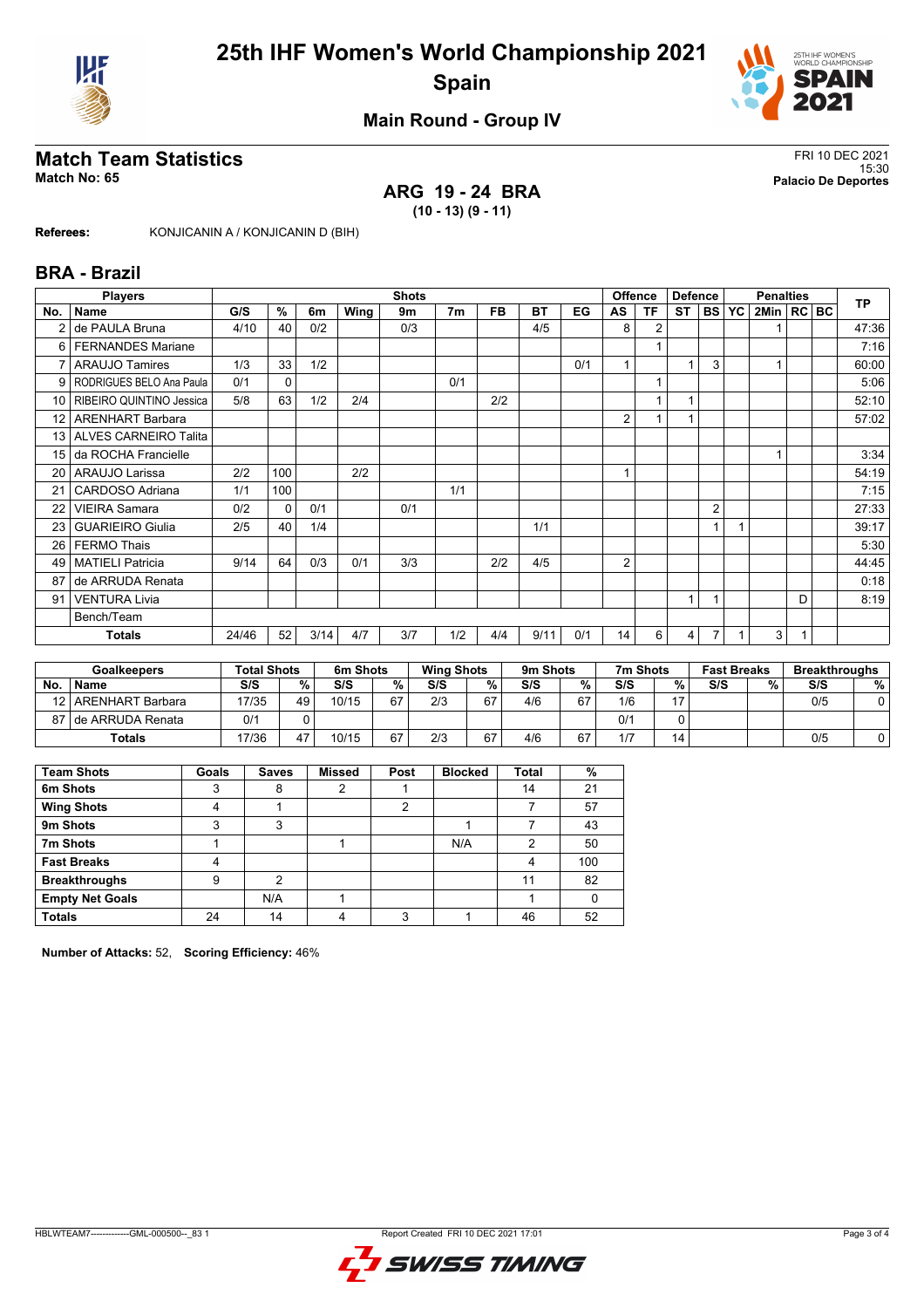# 25th IHF Women's World Championship 2021
## Spain

### Main Round - Group IV

## Match Team Statistics

**Match No: 65**

FRI 10 DEC 2021
15:30
**Palacio De Deportes**

### ARG 19 - 24 BRA
**(10 - 13) (9 - 11)**

**Referees:** KONJICANIN A / KONJICANIN D (BIH)

## BRA - Brazil

| No. | Name | G/S | % | 6m | Wing | 9m | 7m | FB | BT | EG | AS | TF | ST | BS | YC | 2Min | RC | BC | TP |
|---|---|---|---|---|---|---|---|---|---|---|---|---|---|---|---|---|---|---|---|
| | **Players** | **Shots** | | | | | | | | | **Offence** | | **Defence** | | **Penalties** | | | | |
| 2 | de PAULA Bruna | 4/10 | 40 | 0/2 | | 0/3 | | | 4/5 | | 8 | 2 | | | | 1 | | | 47:36 |
| 6 | FERNANDES Mariane | | | | | | | | | | | 1 | | | | | | | 7:16 |
| 7 | ARAUJO Tamires | 1/3 | 33 | 1/2 | | | | | | 0/1 | 1 | | 1 | 3 | | 1 | | | 60:00 |
| 9 | RODRIGUES BELO Ana Paula | 0/1 | 0 | | | | 0/1 | | | | | 1 | | | | | | | 5:06 |
| 10 | RIBEIRO QUINTINO Jessica | 5/8 | 63 | 1/2 | 2/4 | | | 2/2 | | | | 1 | 1 | | | | | | 52:10 |
| 12 | ARENHART Barbara | | | | | | | | | | 2 | 1 | 1 | | | | | | 57:02 |
| 13 | ALVES CARNEIRO Talita | | | | | | | | | | | | | | | | | | |
| 15 | da ROCHA Francielle | | | | | | | | | | | | | | | 1 | | | 3:34 |
| 20 | ARAUJO Larissa | 2/2 | 100 | | 2/2 | | | | | | 1 | | | | | | | | 54:19 |
| 21 | CARDOSO Adriana | 1/1 | 100 | | | | 1/1 | | | | | | | | | | | | 7:15 |
| 22 | VIEIRA Samara | 0/2 | 0 | 0/1 | | 0/1 | | | | | | | | 2 | | | | | 27:33 |
| 23 | GUARIEIRO Giulia | 2/5 | 40 | 1/4 | | | | | 1/1 | | | | | 1 | 1 | | | | 39:17 |
| 26 | FERMO Thais | | | | | | | | | | | | | | | | | | 5:30 |
| 49 | MATIELI Patricia | 9/14 | 64 | 0/3 | 0/1 | 3/3 | | 2/2 | 4/5 | | 2 | | | | | | | | 44:45 |
| 87 | de ARRUDA Renata | | | | | | | | | | | | | | | | | | 0:18 |
| 91 | VENTURA Livia | | | | | | | | | | | | 1 | 1 | | | D | | 8:19 |
| | Bench/Team | | | | | | | | | | | | | | | | | | |
| | **Totals** | 24/46 | 52 | 3/14 | 4/7 | 3/7 | 1/2 | 4/4 | 9/11 | 0/1 | 14 | 6 | 4 | 7 | 1 | 3 | 1 | | |

| No. | Goalkeepers Name | Total Shots S/S | % | 6m Shots S/S | % | Wing Shots S/S | % | 9m Shots S/S | % | 7m Shots S/S | % | Fast Breaks S/S | % | Breakthroughs S/S | % |
|---|---|---|---|---|---|---|---|---|---|---|---|---|---|---|---|
| 12 | ARENHART Barbara | 17/35 | 49 | 10/15 | 67 | 2/3 | 67 | 4/6 | 67 | 1/6 | 17 | | | 0/5 | 0 |
| 87 | de ARRUDA Renata | 0/1 | 0 | | | | | | | 0/1 | 0 | | | | |
| | **Totals** | 17/36 | 47 | 10/15 | 67 | 2/3 | 67 | 4/6 | 67 | 1/7 | 14 | | | 0/5 | 0 |

| Team Shots | Goals | Saves | Missed | Post | Blocked | Total | % |
|---|---|---|---|---|---|---|---|
| **6m Shots** | 3 | 8 | 2 | 1 | | 14 | 21 |
| **Wing Shots** | 4 | 1 | | 2 | | 7 | 57 |
| **9m Shots** | 3 | 3 | | | 1 | 7 | 43 |
| **7m Shots** | 1 | | 1 | | N/A | 2 | 50 |
| **Fast Breaks** | 4 | | | | | 4 | 100 |
| **Breakthroughs** | 9 | 2 | | | | 11 | 82 |
| **Empty Net Goals** | | N/A | 1 | | | 1 | 0 |
| **Totals** | 24 | 14 | 4 | 3 | 1 | 46 | 52 |

**Number of Attacks:** 52, **Scoring Efficiency:** 46%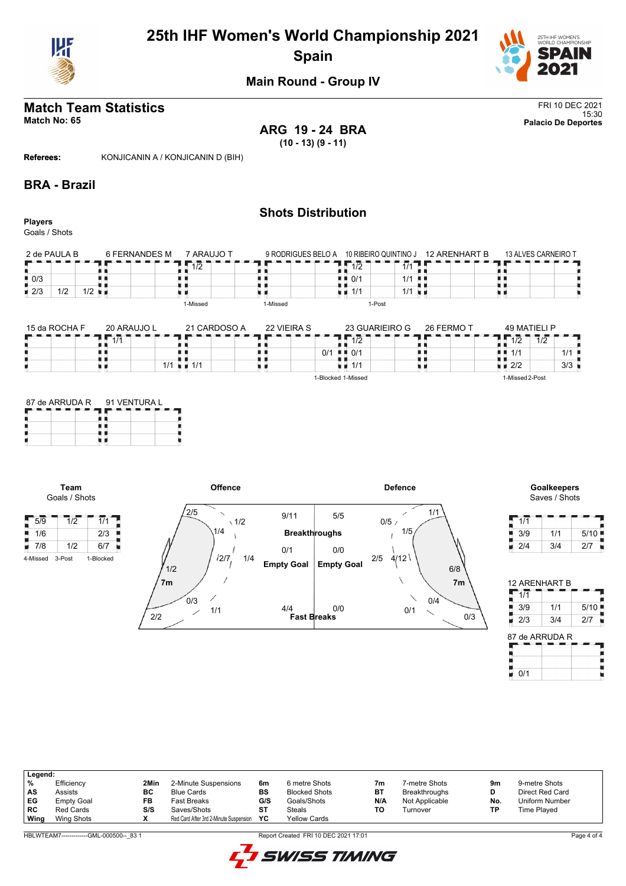# 25th IHF Women's World Championship 2021
# Spain

## Main Round - Group IV

## Match Team Statistics

**Match No: 65**

FRI 10 DEC 2021
15:30
**Palacio De Deportes**

**ARG 19 - 24 BRA**
**(10 - 13) (9 - 11)**

**Referees:** KONJICANIN A / KONJICANIN D (BIH)

## BRA - Brazil

### Shots Distribution

**Players**
Goals / Shots

2 de PAULA B
0/3
2/3 1/2 1/2

6 FERNANDES M

7 ARAUJO T
1/2
1-Missed

9 RODRIGUES BELO A
1-Missed

10 RIBEIRO QUINTINO J
1/2 1/1
0/1 1/1
1/1 1/1
1-Post

12 ARENHART B

13 ALVES CARNEIRO T

15 da ROCHA F

20 ARAUJO L
1/1
1/1

21 CARDOSO A
1/1

22 VIEIRA S
0/1

23 GUARIEIRO G
1/2
0/1
1/1
1-Blocked 1-Missed

26 FERMO T

49 MATIELI P
1/2 1/2
1/1 1/1
2/2 3/3
1-Missed 2-Post

87 de ARRUDA R

91 VENTURA L

**Team**
Goals / Shots

5/9 1/2 1/1
1/6 2/3
7/8 1/2 6/7
4-Missed 3-Post 1-Blocked

**Offence**

2/5 1/2 1/4 2/7 1/4 1/2 7m 0/3 1/1 2/2

| 9/11 | 5/5 |
|---|---|
| **Breakthroughs** | |
| 0/1 | 0/0 |
| **Empty Goal** | **Empty Goal** |
| 4/4 | 0/0 |
| **Fast Breaks** | |

**Defence**

0/5 1/1 1/5 2/5 4/12 6/8 7m 0/4 0/1 0/3

**Goalkeepers**
Saves / Shots

1/1
3/9 1/1 5/10
2/4 3/4 2/7

12 ARENHART B
1/1
3/9 1/1 5/10
2/3 3/4 2/7

87 de ARRUDA R
0/1

| **Legend:** | | | | | | | | | |
|---|---|---|---|---|---|---|---|---|---|
| **%** | Efficiency | **2Min** | 2-Minute Suspensions | **6m** | 6 metre Shots | **7m** | 7-metre Shots | **9m** | 9-metre Shots |
| **AS** | Assists | **BC** | Blue Cards | **BS** | Blocked Shots | **BT** | Breakthroughs | **D** | Direct Red Card |
| **EG** | Empty Goal | **FB** | Fast Breaks | **G/S** | Goals/Shots | **N/A** | Not Applicable | **No.** | Uniform Number |
| **RC** | Red Cards | **S/S** | Saves/Shots | **ST** | Steals | **TO** | Turnover | **TP** | Time Played |
| **Wing** | Wing Shots | **X** | Red Card After 3rd 2-Minute Suspension | **YC** | Yellow Cards | | | | |

HBLWTEAM7-------------GML-000500--_83 1 Report Created FRI 10 DEC 2021 17:01